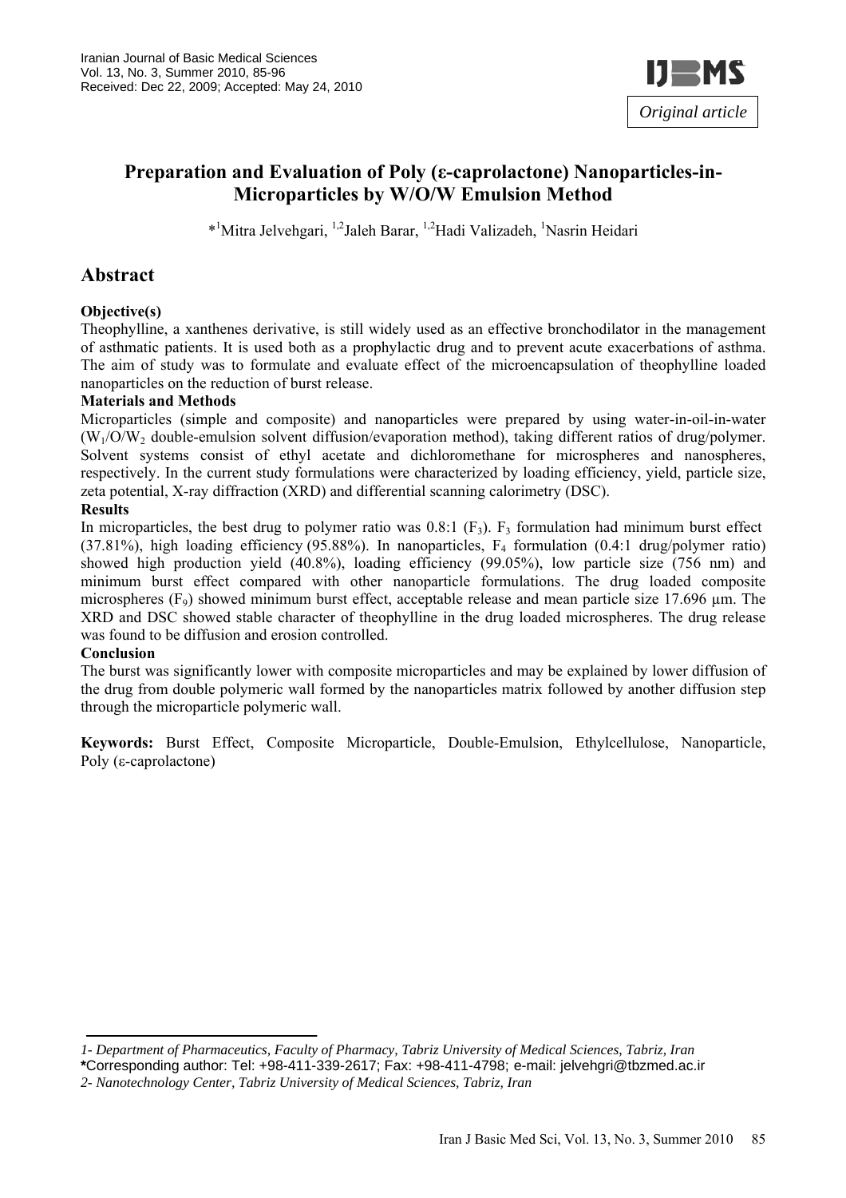Iranian Journal of Basic Medical Sciences
Vol. 13, No. 3, Summer 2010, 85-96
Received: Dec 22, 2009; Accepted: May 24, 2010

*Original article*

# Preparation and Evaluation of Poly (ε-caprolactone) Nanoparticles-in-Microparticles by W/O/W Emulsion Method

*[1]Mitra Jelvehgari, [1,2]Jaleh Barar, [1,2]Hadi Valizadeh, [1]Nasrin Heidari

## Abstract

**Objective(s)**

Theophylline, a xanthenes derivative, is still widely used as an effective bronchodilator in the management of asthmatic patients. It is used both as a prophylactic drug and to prevent acute exacerbations of asthma. The aim of study was to formulate and evaluate effect of the microencapsulation of theophylline loaded nanoparticles on the reduction of burst release.

**Materials and Methods**

Microparticles (simple and composite) and nanoparticles were prepared by using water-in-oil-in-water ($W_1/O/W_2$ double-emulsion solvent diffusion/evaporation method), taking different ratios of drug/polymer. Solvent systems consist of ethyl acetate and dichloromethane for microspheres and nanospheres, respectively. In the current study formulations were characterized by loading efficiency, yield, particle size, zeta potential, X-ray diffraction (XRD) and differential scanning calorimetry (DSC).

**Results**

In microparticles, the best drug to polymer ratio was 0.8:1 ($F_3$). $F_3$ formulation had minimum burst effect (37.81%), high loading efficiency (95.88%). In nanoparticles, $F_4$ formulation (0.4:1 drug/polymer ratio) showed high production yield (40.8%), loading efficiency (99.05%), low particle size (756 nm) and minimum burst effect compared with other nanoparticle formulations. The drug loaded composite microspheres ($F_9$) showed minimum burst effect, acceptable release and mean particle size 17.696 µm. The XRD and DSC showed stable character of theophylline in the drug loaded microspheres. The drug release was found to be diffusion and erosion controlled.

**Conclusion**

The burst was significantly lower with composite microparticles and may be explained by lower diffusion of the drug from double polymeric wall formed by the nanoparticles matrix followed by another diffusion step through the microparticle polymeric wall.

**Keywords:** Burst Effect, Composite Microparticle, Double-Emulsion, Ethylcellulose, Nanoparticle, Poly (ε-caprolactone)

---

*1- Department of Pharmaceutics, Faculty of Pharmacy, Tabriz University of Medical Sciences, Tabriz, Iran*
*Corresponding author: Tel: +98-411-339-2617; Fax: +98-411-4798; e-mail: jelvehgri@tbzmed.ac.ir
*2- Nanotechnology Center, Tabriz University of Medical Sciences, Tabriz, Iran*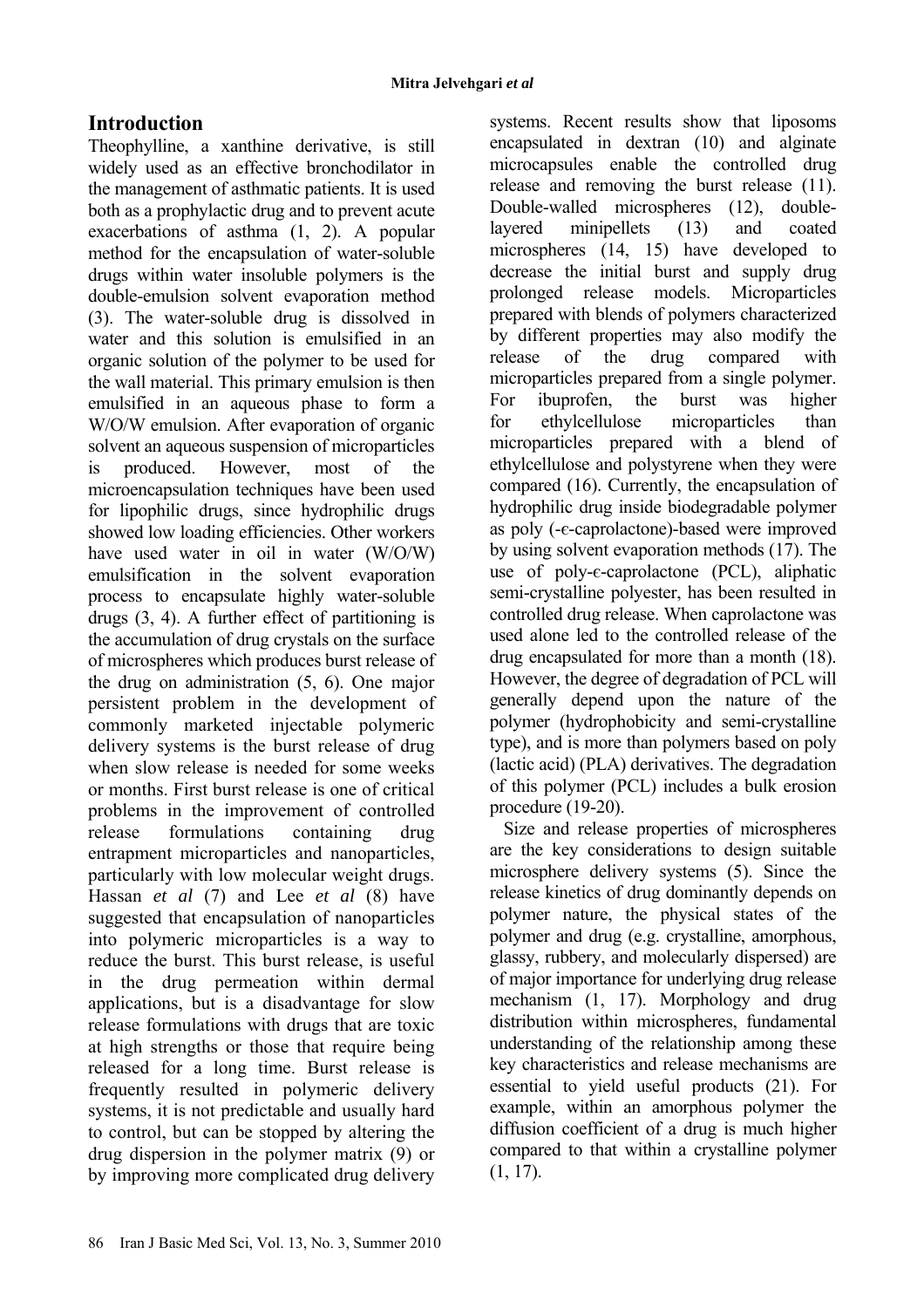## Introduction

Theophylline, a xanthine derivative, is still widely used as an effective bronchodilator in the management of asthmatic patients. It is used both as a prophylactic drug and to prevent acute exacerbations of asthma (1, 2). A popular method for the encapsulation of water-soluble drugs within water insoluble polymers is the double-emulsion solvent evaporation method (3). The water-soluble drug is dissolved in water and this solution is emulsified in an organic solution of the polymer to be used for the wall material. This primary emulsion is then emulsified in an aqueous phase to form a W/O/W emulsion. After evaporation of organic solvent an aqueous suspension of microparticles is produced. However, most of the microencapsulation techniques have been used for lipophilic drugs, since hydrophilic drugs showed low loading efficiencies. Other workers have used water in oil in water (W/O/W) emulsification in the solvent evaporation process to encapsulate highly water-soluble drugs (3, 4). A further effect of partitioning is the accumulation of drug crystals on the surface of microspheres which produces burst release of the drug on administration (5, 6). One major persistent problem in the development of commonly marketed injectable polymeric delivery systems is the burst release of drug when slow release is needed for some weeks or months. First burst release is one of critical problems in the improvement of controlled release formulations containing drug entrapment microparticles and nanoparticles, particularly with low molecular weight drugs. Hassan *et al* (7) and Lee *et al* (8) have suggested that encapsulation of nanoparticles into polymeric microparticles is a way to reduce the burst. This burst release, is useful in the drug permeation within dermal applications, but is a disadvantage for slow release formulations with drugs that are toxic at high strengths or those that require being released for a long time. Burst release is frequently resulted in polymeric delivery systems, it is not predictable and usually hard to control, but can be stopped by altering the drug dispersion in the polymer matrix (9) or by improving more complicated drug delivery systems. Recent results show that liposoms encapsulated in dextran (10) and alginate microcapsules enable the controlled drug release and removing the burst release (11). Double-walled microspheres (12), double-layered minipellets (13) and coated microspheres (14, 15) have developed to decrease the initial burst and supply drug prolonged release models. Microparticles prepared with blends of polymers characterized by different properties may also modify the release of the drug compared with microparticles prepared from a single polymer. For ibuprofen, the burst was higher for ethylcellulose microparticles than microparticles prepared with a blend of ethylcellulose and polystyrene when they were compared (16). Currently, the encapsulation of hydrophilic drug inside biodegradable polymer as poly (-є-caprolactone)-based were improved by using solvent evaporation methods (17). The use of poly-є-caprolactone (PCL), aliphatic semi-crystalline polyester, has been resulted in controlled drug release. When caprolactone was used alone led to the controlled release of the drug encapsulated for more than a month (18). However, the degree of degradation of PCL will generally depend upon the nature of the polymer (hydrophobicity and semi-crystalline type), and is more than polymers based on poly (lactic acid) (PLA) derivatives. The degradation of this polymer (PCL) includes a bulk erosion procedure (19-20).

Size and release properties of microspheres are the key considerations to design suitable microsphere delivery systems (5). Since the release kinetics of drug dominantly depends on polymer nature, the physical states of the polymer and drug (e.g. crystalline, amorphous, glassy, rubbery, and molecularly dispersed) are of major importance for underlying drug release mechanism (1, 17). Morphology and drug distribution within microspheres, fundamental understanding of the relationship among these key characteristics and release mechanisms are essential to yield useful products (21). For example, within an amorphous polymer the diffusion coefficient of a drug is much higher compared to that within a crystalline polymer (1, 17).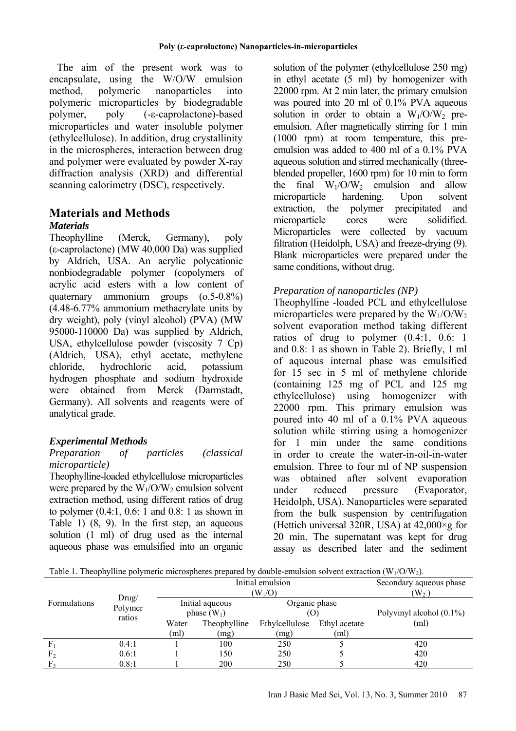The aim of the present work was to encapsulate, using the W/O/W emulsion method, polymeric nanoparticles into polymeric microparticles by biodegradable polymer, poly (-ε-caprolactone)-based microparticles and water insoluble polymer (ethylcellulose). In addition, drug crystallinity in the microspheres, interaction between drug and polymer were evaluated by powder X-ray diffraction analysis (XRD) and differential scanning calorimetry (DSC), respectively.

## Materials and Methods

### *Materials*

Theophylline (Merck, Germany), poly (ε-caprolactone) (MW 40,000 Da) was supplied by Aldrich, USA. An acrylic polycationic nonbiodegradable polymer (copolymers of acrylic acid esters with a low content of quaternary ammonium groups (o.5-0.8%) (4.48-6.77% ammonium methacrylate units by dry weight), poly (vinyl alcohol) (PVA) (MW 95000-110000 Da) was supplied by Aldrich, USA, ethylcellulose powder (viscosity 7 Cp) (Aldrich, USA), ethyl acetate, methylene chloride, hydrochloric acid, potassium hydrogen phosphate and sodium hydroxide were obtained from Merck (Darmstadt, Germany). All solvents and reagents were of analytical grade.

### *Experimental Methods*

*Preparation of particles (classical microparticle)*

Theophylline-loaded ethylcellulose microparticles were prepared by the $W_1/O/W_2$ emulsion solvent extraction method, using different ratios of drug to polymer (0.4:1, 0.6: 1 and 0.8: 1 as shown in Table 1) (8, 9). In the first step, an aqueous solution (1 ml) of drug used as the internal aqueous phase was emulsified into an organic solution of the polymer (ethylcellulose 250 mg) in ethyl acetate (5 ml) by homogenizer with 22000 rpm. At 2 min later, the primary emulsion was poured into 20 ml of 0.1% PVA aqueous solution in order to obtain a $W_1/O/W_2$ pre-emulsion. After magnetically stirring for 1 min (1000 rpm) at room temperature, this pre-emulsion was added to 400 ml of a 0.1% PVA aqueous solution and stirred mechanically (three-blended propeller, 1600 rpm) for 10 min to form the final $W_1/O/W_2$ emulsion and allow microparticle hardening. Upon solvent extraction, the polymer precipitated and microparticle cores were solidified. Microparticles were collected by vacuum filtration (Heidolph, USA) and freeze-drying (9). Blank microparticles were prepared under the same conditions, without drug.

*Preparation of nanoparticles (NP)*

Theophylline -loaded PCL and ethylcellulose microparticles were prepared by the $W_1/O/W_2$ solvent evaporation method taking different ratios of drug to polymer (0.4:1, 0.6: 1 and 0.8: 1 as shown in Table 2). Briefly, 1 ml of aqueous internal phase was emulsified for 15 sec in 5 ml of methylene chloride (containing 125 mg of PCL and 125 mg ethylcellulose) using homogenizer with 22000 rpm. This primary emulsion was poured into 40 ml of a 0.1% PVA aqueous solution while stirring using a homogenizer for 1 min under the same conditions in order to create the water-in-oil-in-water emulsion. Three to four ml of NP suspension was obtained after solvent evaporation under reduced pressure (Evaporator, Heidolph, USA). Nanoparticles were separated from the bulk suspension by centrifugation (Hettich universal 320R, USA) at 42,000×g for 20 min. The supernatant was kept for drug assay as described later and the sediment

Table 1. Theophylline polymeric microspheres prepared by double-emulsion solvent extraction ($W_1/O/W_2$).

| Formulations | Drug/ Polymer ratios | Initial emulsion ($W_1/O$) | | | | Secondary aqueous phase ($W_2$) |
|---|---|---|---|---|---|---|
| | | Initial aqueous phase ($W_1$) | | Organic phase (O) | | Polyvinyl alcohol (0.1%) (ml) |
| | | Water (ml) | Theophylline (mg) | Ethylcellulose (mg) | Ethyl acetate (ml) | |
| $F_1$ | 0.4:1 | 1 | 100 | 250 | 5 | 420 |
| $F_2$ | 0.6:1 | 1 | 150 | 250 | 5 | 420 |
| $F_3$ | 0.8:1 | 1 | 200 | 250 | 5 | 420 |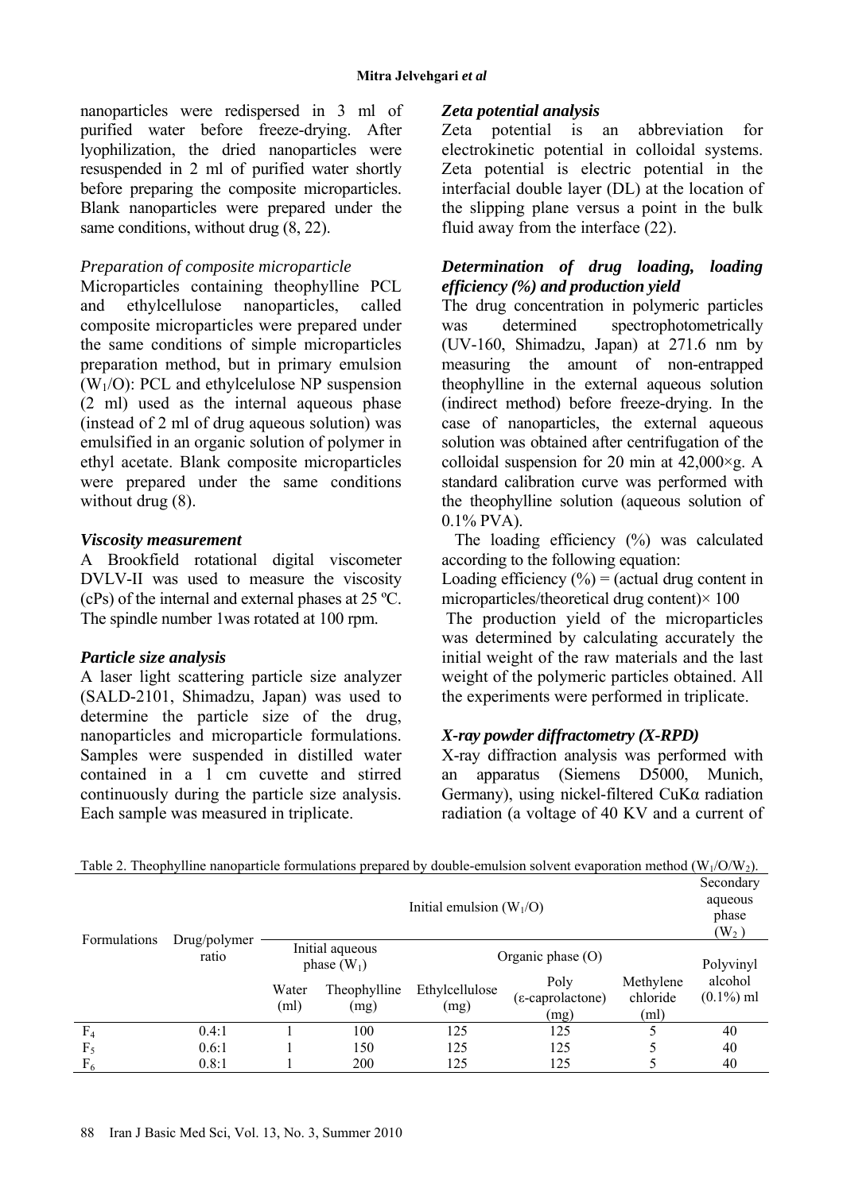nanoparticles were redispersed in 3 ml of purified water before freeze-drying. After lyophilization, the dried nanoparticles were resuspended in 2 ml of purified water shortly before preparing the composite microparticles. Blank nanoparticles were prepared under the same conditions, without drug (8, 22).

*Preparation of composite microparticle*

Microparticles containing theophylline PCL and ethylcellulose nanoparticles, called composite microparticles were prepared under the same conditions of simple microparticles preparation method, but in primary emulsion ($W_1$/O): PCL and ethylcelulose NP suspension (2 ml) used as the internal aqueous phase (instead of 2 ml of drug aqueous solution) was emulsified in an organic solution of polymer in ethyl acetate. Blank composite microparticles were prepared under the same conditions without drug (8).

***Viscosity measurement***

A Brookfield rotational digital viscometer DVLV-II was used to measure the viscosity (cPs) of the internal and external phases at 25 ºC. The spindle number 1was rotated at 100 rpm.

***Particle size analysis***

A laser light scattering particle size analyzer (SALD-2101, Shimadzu, Japan) was used to determine the particle size of the drug, nanoparticles and microparticle formulations. Samples were suspended in distilled water contained in a 1 cm cuvette and stirred continuously during the particle size analysis. Each sample was measured in triplicate.

***Zeta potential analysis***

Zeta potential is an abbreviation for electrokinetic potential in colloidal systems. Zeta potential is electric potential in the interfacial double layer (DL) at the location of the slipping plane versus a point in the bulk fluid away from the interface (22).

***Determination of drug loading, loading efficiency (%) and production yield***

The drug concentration in polymeric particles was determined spectrophotometrically (UV-160, Shimadzu, Japan) at 271.6 nm by measuring the amount of non-entrapped theophylline in the external aqueous solution (indirect method) before freeze-drying. In the case of nanoparticles, the external aqueous solution was obtained after centrifugation of the colloidal suspension for 20 min at 42,000×g. A standard calibration curve was performed with the theophylline solution (aqueous solution of 0.1% PVA).

The loading efficiency (%) was calculated according to the following equation:

Loading efficiency (%) = (actual drug content in microparticles/theoretical drug content)× 100

The production yield of the microparticles was determined by calculating accurately the initial weight of the raw materials and the last weight of the polymeric particles obtained. All the experiments were performed in triplicate.

***X-ray powder diffractometry (X-RPD)***

X-ray diffraction analysis was performed with an apparatus (Siemens D5000, Munich, Germany), using nickel-filtered CuKα radiation radiation (a voltage of 40 KV and a current of

Table 2. Theophylline nanoparticle formulations prepared by double-emulsion solvent evaporation method ($W_1$/O/$W_2$).

| Formulations | Drug/polymer ratio | Initial emulsion ($W_1$/O) | | | | | Secondary aqueous phase ($W_2$) |
|---|---|---|---|---|---|---|---|
| | | Initial aqueous phase ($W_1$) | | Organic phase (O) | | | |
| | | Water (ml) | Theophylline (mg) | Ethylcellulose (mg) | Poly (ε-caprolactone) (mg) | Methylene chloride (ml) | Polyvinyl alcohol (0.1%) ml |
| $F_4$ | 0.4:1 | 1 | 100 | 125 | 125 | 5 | 40 |
| $F_5$ | 0.6:1 | 1 | 150 | 125 | 125 | 5 | 40 |
| $F_6$ | 0.8:1 | 1 | 200 | 125 | 125 | 5 | 40 |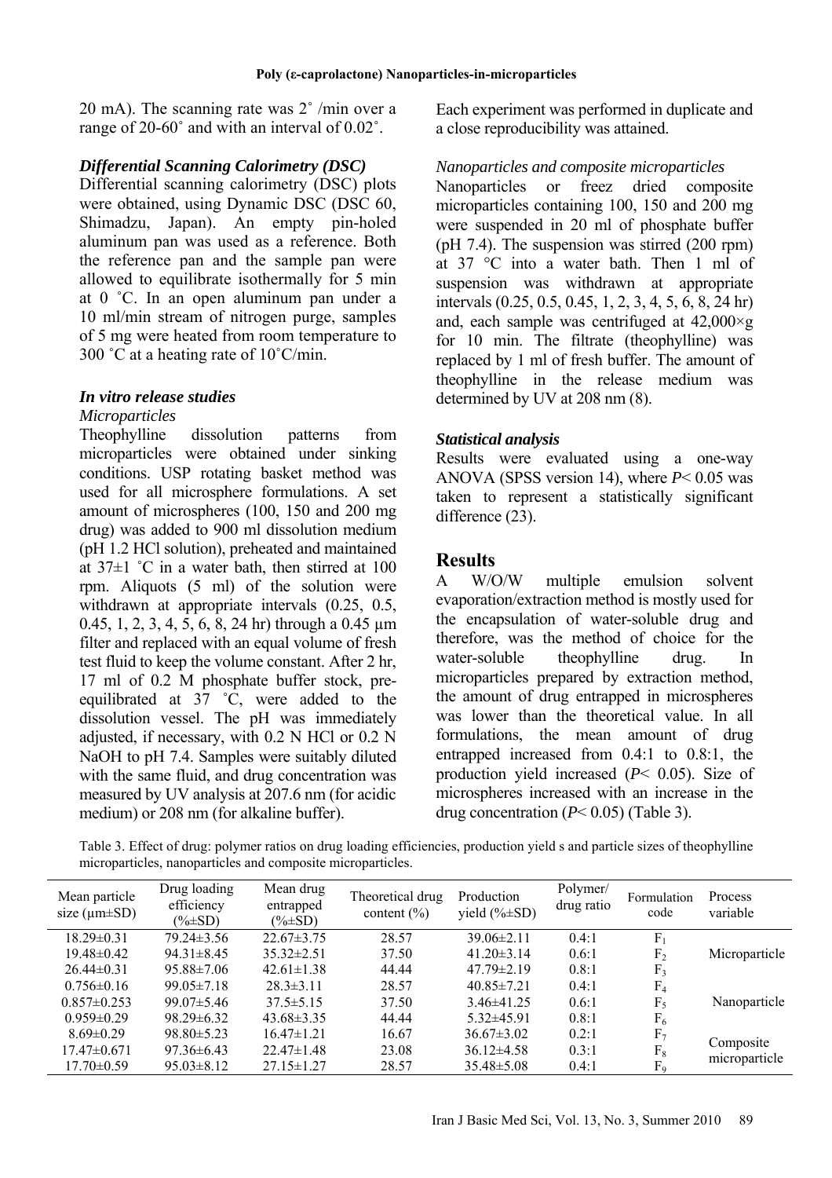20 mA). The scanning rate was 2˚ /min over a range of 20-60˚ and with an interval of 0.02˚.

### *Differential Scanning Calorimetry (DSC)*

Differential scanning calorimetry (DSC) plots were obtained, using Dynamic DSC (DSC 60, Shimadzu, Japan). An empty pin-holed aluminum pan was used as a reference. Both the reference pan and the sample pan were allowed to equilibrate isothermally for 5 min at 0 ˚C. In an open aluminum pan under a 10 ml/min stream of nitrogen purge, samples of 5 mg were heated from room temperature to 300 ˚C at a heating rate of 10˚C/min.

### *In vitro release studies*

*Microparticles*

Theophylline dissolution patterns from microparticles were obtained under sinking conditions. USP rotating basket method was used for all microsphere formulations. A set amount of microspheres (100, 150 and 200 mg drug) was added to 900 ml dissolution medium (pH 1.2 HCl solution), preheated and maintained at 37±1 ˚C in a water bath, then stirred at 100 rpm. Aliquots (5 ml) of the solution were withdrawn at appropriate intervals (0.25, 0.5, 0.45, 1, 2, 3, 4, 5, 6, 8, 24 hr) through a 0.45 µm filter and replaced with an equal volume of fresh test fluid to keep the volume constant. After 2 hr, 17 ml of 0.2 M phosphate buffer stock, pre-equilibrated at 37 ˚C, were added to the dissolution vessel. The pH was immediately adjusted, if necessary, with 0.2 N HCl or 0.2 N NaOH to pH 7.4. Samples were suitably diluted with the same fluid, and drug concentration was measured by UV analysis at 207.6 nm (for acidic medium) or 208 nm (for alkaline buffer). Each experiment was performed in duplicate and a close reproducibility was attained.

*Nanoparticles and composite microparticles*

Nanoparticles or freez dried composite microparticles containing 100, 150 and 200 mg were suspended in 20 ml of phosphate buffer (pH 7.4). The suspension was stirred (200 rpm) at 37 °C into a water bath. Then 1 ml of suspension was withdrawn at appropriate intervals (0.25, 0.5, 0.45, 1, 2, 3, 4, 5, 6, 8, 24 hr) and, each sample was centrifuged at 42,000×g for 10 min. The filtrate (theophylline) was replaced by 1 ml of fresh buffer. The amount of theophylline in the release medium was determined by UV at 208 nm (8).

### *Statistical analysis*

Results were evaluated using a one-way ANOVA (SPSS version 14), where $P< 0.05$ was taken to represent a statistically significant difference (23).

## Results

A W/O/W multiple emulsion solvent evaporation/extraction method is mostly used for the encapsulation of water-soluble drug and therefore, was the method of choice for the water-soluble theophylline drug. In microparticles prepared by extraction method, the amount of drug entrapped in microspheres was lower than the theoretical value. In all formulations, the mean amount of drug entrapped increased from 0.4:1 to 0.8:1, the production yield increased ($P< 0.05$). Size of microspheres increased with an increase in the drug concentration ($P< 0.05$) (Table 3).

Table 3. Effect of drug: polymer ratios on drug loading efficiencies, production yield s and particle sizes of theophylline microparticles, nanoparticles and composite microparticles.

| Mean particle size (µm±SD) | Drug loading efficiency (%±SD) | Mean drug entrapped (%±SD) | Theoretical drug content (%) | Production yield (%±SD) | Polymer/ drug ratio | Formulation code | Process variable |
|---|---|---|---|---|---|---|---|
| 18.29±0.31 | 79.24±3.56 | 22.67±3.75 | 28.57 | 39.06±2.11 | 0.4:1 | $F_1$ | |
| 19.48±0.42 | 94.31±8.45 | 35.32±2.51 | 37.50 | 41.20±3.14 | 0.6:1 | $F_2$ | Microparticle |
| 26.44±0.31 | 95.88±7.06 | 42.61±1.38 | 44.44 | 47.79±2.19 | 0.8:1 | $F_3$ | |
| 0.756±0.16 | 99.05±7.18 | 28.3±3.11 | 28.57 | 40.85±7.21 | 0.4:1 | $F_4$ | |
| 0.857±0.253 | 99.07±5.46 | 37.5±5.15 | 37.50 | 3.46±41.25 | 0.6:1 | $F_5$ | Nanoparticle |
| 0.959±0.29 | 98.29±6.32 | 43.68±3.35 | 44.44 | 5.32±45.91 | 0.8:1 | $F_6$ | |
| 8.69±0.29 | 98.80±5.23 | 16.47±1.21 | 16.67 | 36.67±3.02 | 0.2:1 | $F_7$ | |
| 17.47±0.671 | 97.36±6.43 | 22.47±1.48 | 23.08 | 36.12±4.58 | 0.3:1 | $F_8$ | Composite microparticle |
| 17.70±0.59 | 95.03±8.12 | 27.15±1.27 | 28.57 | 35.48±5.08 | 0.4:1 | $F_9$ | |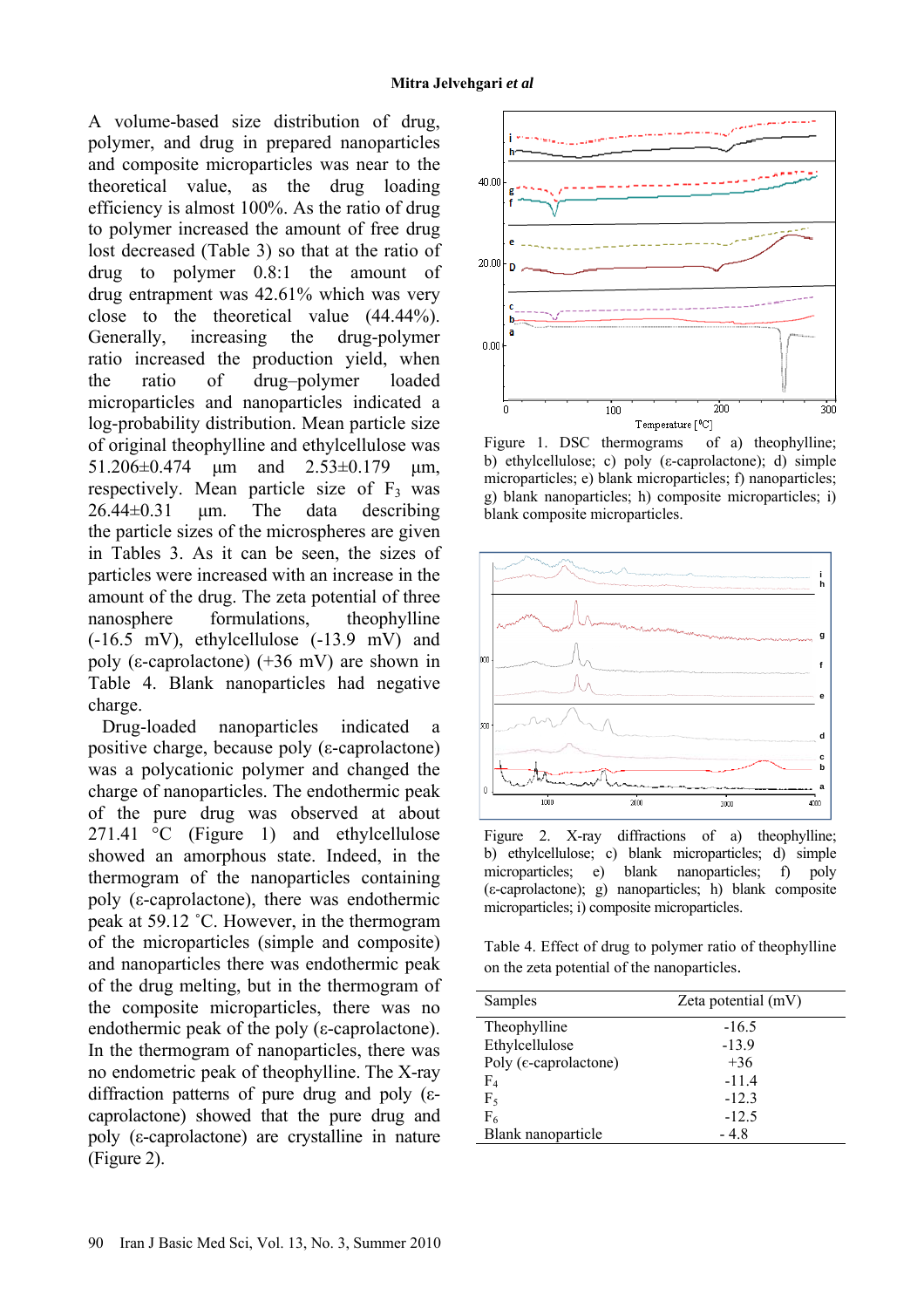A volume-based size distribution of drug, polymer, and drug in prepared nanoparticles and composite microparticles was near to the theoretical value, as the drug loading efficiency is almost 100%. As the ratio of drug to polymer increased the amount of free drug lost decreased (Table 3) so that at the ratio of drug to polymer 0.8:1 the amount of drug entrapment was 42.61% which was very close to the theoretical value (44.44%). Generally, increasing the drug-polymer ratio increased the production yield, when the ratio of drug–polymer loaded microparticles and nanoparticles indicated a log-probability distribution. Mean particle size of original theophylline and ethylcellulose was 51.206±0.474 µm and 2.53±0.179 µm, respectively. Mean particle size of $F_3$ was 26.44±0.31 µm. The data describing the particle sizes of the microspheres are given in Tables 3. As it can be seen, the sizes of particles were increased with an increase in the amount of the drug. The zeta potential of three nanosphere formulations, theophylline (-16.5 mV), ethylcellulose (-13.9 mV) and poly (ε-caprolactone) (+36 mV) are shown in Table 4. Blank nanoparticles had negative charge.

Drug-loaded nanoparticles indicated a positive charge, because poly (ε-caprolactone) was a polycationic polymer and changed the charge of nanoparticles. The endothermic peak of the pure drug was observed at about 271.41 °C (Figure 1) and ethylcellulose showed an amorphous state. Indeed, in the thermogram of the nanoparticles containing poly (ε-caprolactone), there was endothermic peak at 59.12 ˚C. However, in the thermogram of the microparticles (simple and composite) and nanoparticles there was endothermic peak of the drug melting, but in the thermogram of the composite microparticles, there was no endothermic peak of the poly (ε-caprolactone). In the thermogram of nanoparticles, there was no endometric peak of theophylline. The X-ray diffraction patterns of pure drug and poly (ε-caprolactone) showed that the pure drug and poly (ε-caprolactone) are crystalline in nature (Figure 2).

Figure 1. DSC thermograms of a) theophylline; b) ethylcellulose; c) poly (ε-caprolactone); d) simple microparticles; e) blank microparticles; f) nanoparticles; g) blank nanoparticles; h) composite microparticles; i) blank composite microparticles.

Figure 2. X-ray diffractions of a) theophylline; b) ethylcellulose; c) blank microparticles; d) simple microparticles; e) blank nanoparticles; f) poly (ε-caprolactone); g) nanoparticles; h) blank composite microparticles; i) composite microparticles.

Table 4. Effect of drug to polymer ratio of theophylline on the zeta potential of the nanoparticles.

| Samples | Zeta potential (mV) |
|---|---|
| Theophylline | -16.5 |
| Ethylcellulose | -13.9 |
| Poly (ϵ-caprolactone) | +36 |
| $F_4$ | -11.4 |
| $F_5$ | -12.3 |
| $F_6$ | -12.5 |
| Blank nanoparticle | - 4.8 |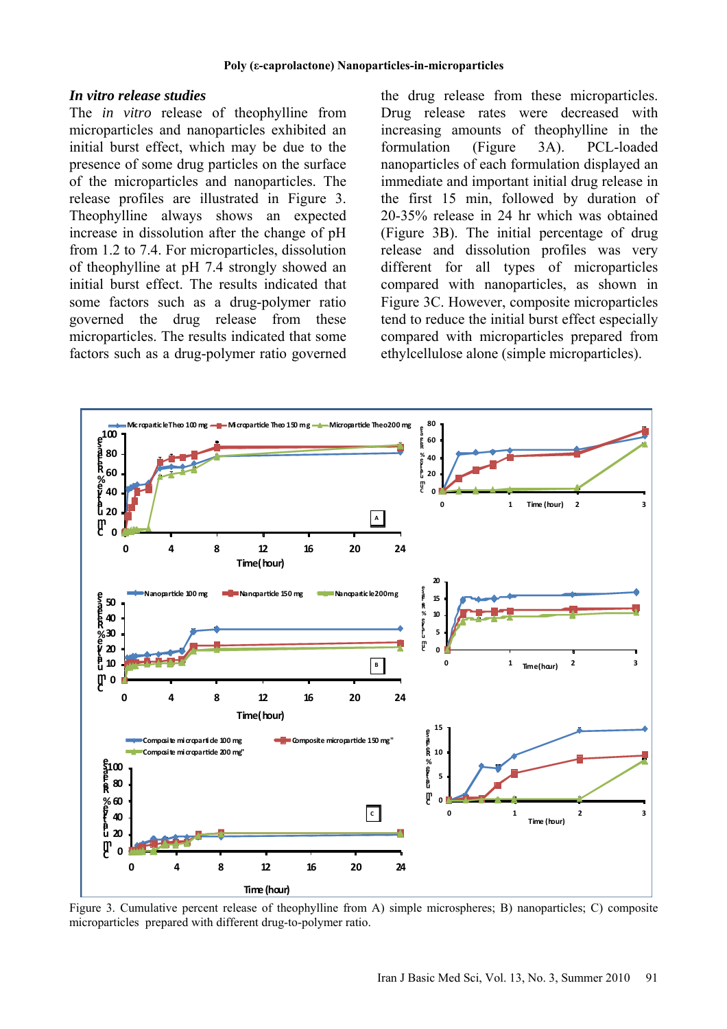## *In vitro* release studies

The *in vitro* release of theophylline from microparticles and nanoparticles exhibited an initial burst effect, which may be due to the presence of some drug particles on the surface of the microparticles and nanoparticles. The release profiles are illustrated in Figure 3. Theophylline always shows an expected increase in dissolution after the change of pH from 1.2 to 7.4. For microparticles, dissolution of theophylline at pH 7.4 strongly showed an initial burst effect. The results indicated that some factors such as a drug-polymer ratio governed the drug release from these microparticles. The results indicated that some factors such as a drug-polymer ratio governed the drug release from these microparticles. Drug release rates were decreased with increasing amounts of theophylline in the formulation (Figure 3A). PCL-loaded nanoparticles of each formulation displayed an immediate and important initial drug release in the first 15 min, followed by duration of 20-35% release in 24 hr which was obtained (Figure 3B). The initial percentage of drug release and dissolution profiles was very different for all types of microparticles compared with nanoparticles, as shown in Figure 3C. However, composite microparticles tend to reduce the initial burst effect especially compared with microparticles prepared from ethylcellulose alone (simple microparticles).

Figure 3. Cumulative percent release of theophylline from A) simple microspheres; B) nanoparticles; C) composite microparticles prepared with different drug-to-polymer ratio.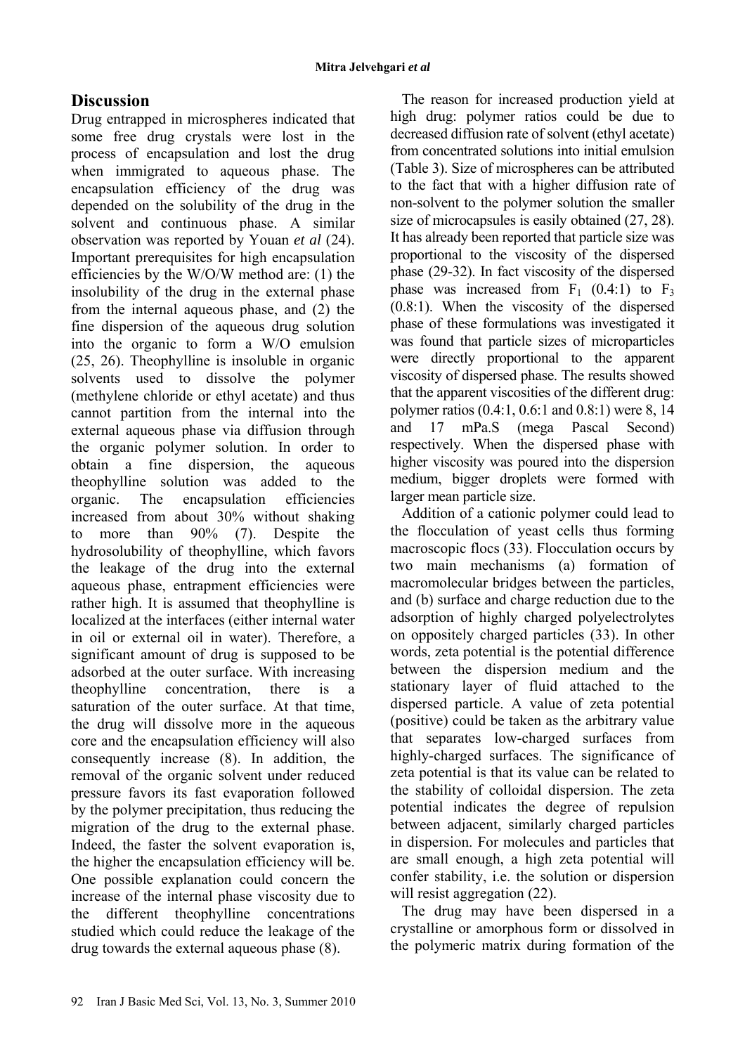## Discussion

Drug entrapped in microspheres indicated that some free drug crystals were lost in the process of encapsulation and lost the drug when immigrated to aqueous phase. The encapsulation efficiency of the drug was depended on the solubility of the drug in the solvent and continuous phase. A similar observation was reported by Youan *et al* (24). Important prerequisites for high encapsulation efficiencies by the W/O/W method are: (1) the insolubility of the drug in the external phase from the internal aqueous phase, and (2) the fine dispersion of the aqueous drug solution into the organic to form a W/O emulsion (25, 26). Theophylline is insoluble in organic solvents used to dissolve the polymer (methylene chloride or ethyl acetate) and thus cannot partition from the internal into the external aqueous phase via diffusion through the organic polymer solution. In order to obtain a fine dispersion, the aqueous theophylline solution was added to the organic. The encapsulation efficiencies increased from about 30% without shaking to more than 90% (7). Despite the hydrosolubility of theophylline, which favors the leakage of the drug into the external aqueous phase, entrapment efficiencies were rather high. It is assumed that theophylline is localized at the interfaces (either internal water in oil or external oil in water). Therefore, a significant amount of drug is supposed to be adsorbed at the outer surface. With increasing theophylline concentration, there is a saturation of the outer surface. At that time, the drug will dissolve more in the aqueous core and the encapsulation efficiency will also consequently increase (8). In addition, the removal of the organic solvent under reduced pressure favors its fast evaporation followed by the polymer precipitation, thus reducing the migration of the drug to the external phase. Indeed, the faster the solvent evaporation is, the higher the encapsulation efficiency will be. One possible explanation could concern the increase of the internal phase viscosity due to the different theophylline concentrations studied which could reduce the leakage of the drug towards the external aqueous phase (8).

The reason for increased production yield at high drug: polymer ratios could be due to decreased diffusion rate of solvent (ethyl acetate) from concentrated solutions into initial emulsion (Table 3). Size of microspheres can be attributed to the fact that with a higher diffusion rate of non-solvent to the polymer solution the smaller size of microcapsules is easily obtained (27, 28). It has already been reported that particle size was proportional to the viscosity of the dispersed phase (29-32). In fact viscosity of the dispersed phase was increased from $F_1$ (0.4:1) to $F_3$ (0.8:1). When the viscosity of the dispersed phase of these formulations was investigated it was found that particle sizes of microparticles were directly proportional to the apparent viscosity of dispersed phase. The results showed that the apparent viscosities of the different drug: polymer ratios (0.4:1, 0.6:1 and 0.8:1) were 8, 14 and 17 mPa.S (mega Pascal Second) respectively. When the dispersed phase with higher viscosity was poured into the dispersion medium, bigger droplets were formed with larger mean particle size.

Addition of a cationic polymer could lead to the flocculation of yeast cells thus forming macroscopic flocs (33). Flocculation occurs by two main mechanisms (a) formation of macromolecular bridges between the particles, and (b) surface and charge reduction due to the adsorption of highly charged polyelectrolytes on oppositely charged particles (33). In other words, zeta potential is the potential difference between the dispersion medium and the stationary layer of fluid attached to the dispersed particle. A value of zeta potential (positive) could be taken as the arbitrary value that separates low-charged surfaces from highly-charged surfaces. The significance of zeta potential is that its value can be related to the stability of colloidal dispersion. The zeta potential indicates the degree of repulsion between adjacent, similarly charged particles in dispersion. For molecules and particles that are small enough, a high zeta potential will confer stability, i.e. the solution or dispersion will resist aggregation (22).

The drug may have been dispersed in a crystalline or amorphous form or dissolved in the polymeric matrix during formation of the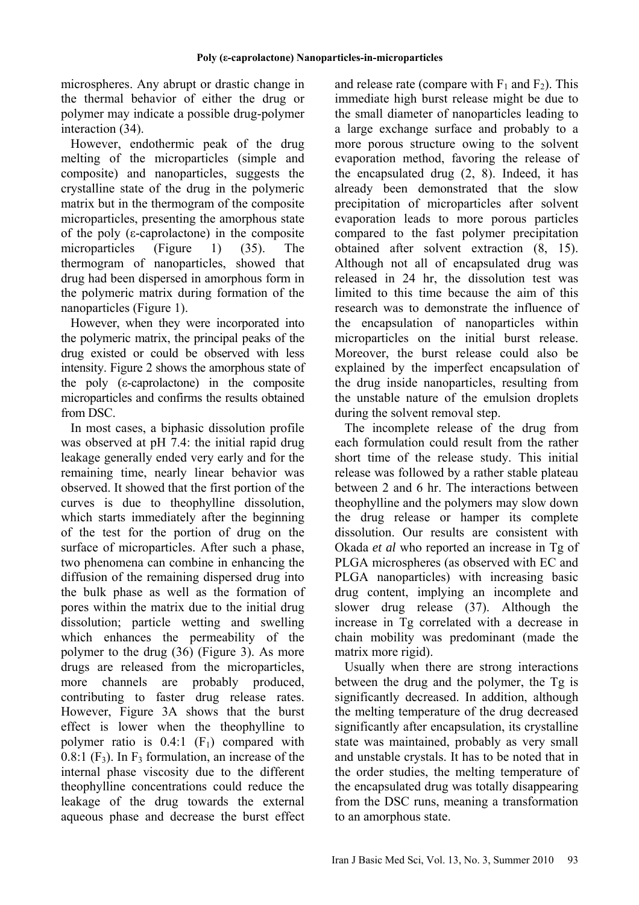microspheres. Any abrupt or drastic change in the thermal behavior of either the drug or polymer may indicate a possible drug-polymer interaction (34).

However, endothermic peak of the drug melting of the microparticles (simple and composite) and nanoparticles, suggests the crystalline state of the drug in the polymeric matrix but in the thermogram of the composite microparticles, presenting the amorphous state of the poly (ε-caprolactone) in the composite microparticles (Figure 1) (35). The thermogram of nanoparticles, showed that drug had been dispersed in amorphous form in the polymeric matrix during formation of the nanoparticles (Figure 1).

However, when they were incorporated into the polymeric matrix, the principal peaks of the drug existed or could be observed with less intensity. Figure 2 shows the amorphous state of the poly (ε-caprolactone) in the composite microparticles and confirms the results obtained from DSC.

In most cases, a biphasic dissolution profile was observed at pH 7.4: the initial rapid drug leakage generally ended very early and for the remaining time, nearly linear behavior was observed. It showed that the first portion of the curves is due to theophylline dissolution, which starts immediately after the beginning of the test for the portion of drug on the surface of microparticles. After such a phase, two phenomena can combine in enhancing the diffusion of the remaining dispersed drug into the bulk phase as well as the formation of pores within the matrix due to the initial drug dissolution; particle wetting and swelling which enhances the permeability of the polymer to the drug (36) (Figure 3). As more drugs are released from the microparticles, more channels are probably produced, contributing to faster drug release rates. However, Figure 3A shows that the burst effect is lower when the theophylline to polymer ratio is 0.4:1 ($F_1$) compared with 0.8:1 ($F_3$). In $F_3$ formulation, an increase of the internal phase viscosity due to the different theophylline concentrations could reduce the leakage of the drug towards the external aqueous phase and decrease the burst effect and release rate (compare with $F_1$ and $F_2$). This immediate high burst release might be due to the small diameter of nanoparticles leading to a large exchange surface and probably to a more porous structure owing to the solvent evaporation method, favoring the release of the encapsulated drug (2, 8). Indeed, it has already been demonstrated that the slow precipitation of microparticles after solvent evaporation leads to more porous particles compared to the fast polymer precipitation obtained after solvent extraction (8, 15). Although not all of encapsulated drug was released in 24 hr, the dissolution test was limited to this time because the aim of this research was to demonstrate the influence of the encapsulation of nanoparticles within microparticles on the initial burst release. Moreover, the burst release could also be explained by the imperfect encapsulation of the drug inside nanoparticles, resulting from the unstable nature of the emulsion droplets during the solvent removal step.

The incomplete release of the drug from each formulation could result from the rather short time of the release study. This initial release was followed by a rather stable plateau between 2 and 6 hr. The interactions between theophylline and the polymers may slow down the drug release or hamper its complete dissolution. Our results are consistent with Okada *et al* who reported an increase in Tg of PLGA microspheres (as observed with EC and PLGA nanoparticles) with increasing basic drug content, implying an incomplete and slower drug release (37). Although the increase in Tg correlated with a decrease in chain mobility was predominant (made the matrix more rigid).

Usually when there are strong interactions between the drug and the polymer, the Tg is significantly decreased. In addition, although the melting temperature of the drug decreased significantly after encapsulation, its crystalline state was maintained, probably as very small and unstable crystals. It has to be noted that in the order studies, the melting temperature of the encapsulated drug was totally disappearing from the DSC runs, meaning a transformation to an amorphous state.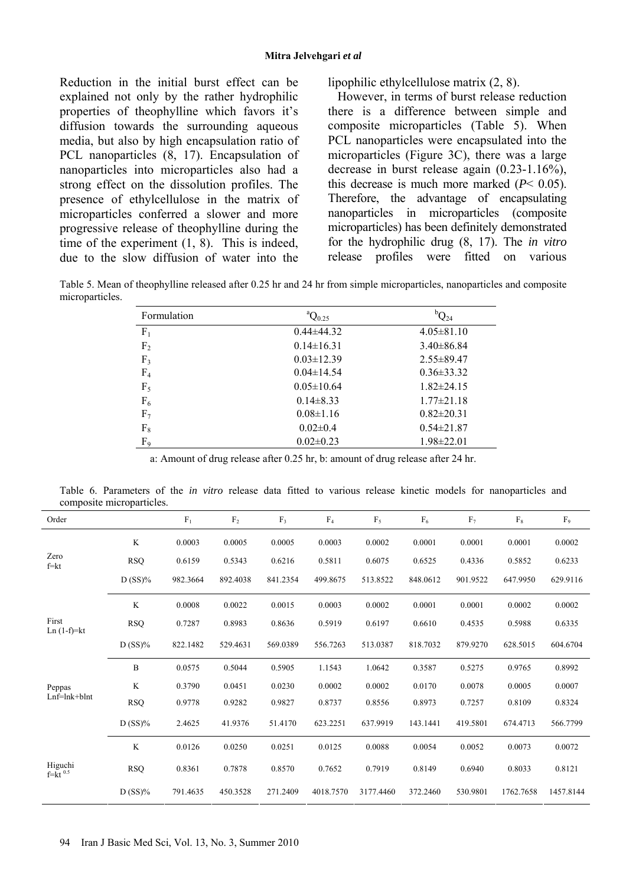Reduction in the initial burst effect can be explained not only by the rather hydrophilic properties of theophylline which favors it's diffusion towards the surrounding aqueous media, but also by high encapsulation ratio of PCL nanoparticles (8, 17). Encapsulation of nanoparticles into microparticles also had a strong effect on the dissolution profiles. The presence of ethylcellulose in the matrix of microparticles conferred a slower and more progressive release of theophylline during the time of the experiment (1, 8). This is indeed, due to the slow diffusion of water into the lipophilic ethylcellulose matrix (2, 8).

However, in terms of burst release reduction there is a difference between simple and composite microparticles (Table 5). When PCL nanoparticles were encapsulated into the microparticles (Figure 3C), there was a large decrease in burst release again (0.23-1.16%), this decrease is much more marked ($P < 0.05$). Therefore, the advantage of encapsulating nanoparticles in microparticles (composite microparticles) has been definitely demonstrated for the hydrophilic drug (8, 17). The *in vitro* release profiles were fitted on various

Table 5. Mean of theophylline released after 0.25 hr and 24 hr from simple microparticles, nanoparticles and composite microparticles.

| Formulation | $^{a}Q_{0.25}$ | $^{b}Q_{24}$ |
|---|---|---|
| $F_1$ | 0.44±44.32 | 4.05±81.10 |
| $F_2$ | 0.14±16.31 | 3.40±86.84 |
| $F_3$ | 0.03±12.39 | 2.55±89.47 |
| $F_4$ | 0.04±14.54 | 0.36±33.32 |
| $F_5$ | 0.05±10.64 | 1.82±24.15 |
| $F_6$ | 0.14±8.33 | 1.77±21.18 |
| $F_7$ | 0.08±1.16 | 0.82±20.31 |
| $F_8$ | 0.02±0.4 | 0.54±21.87 |
| $F_9$ | 0.02±0.23 | 1.98±22.01 |

a: Amount of drug release after 0.25 hr, b: amount of drug release after 24 hr.

Table 6. Parameters of the *in vitro* release data fitted to various release kinetic models for nanoparticles and composite microparticles.

| Order | | $F_1$ | $F_2$ | $F_3$ | $F_4$ | $F_5$ | $F_6$ | $F_7$ | $F_8$ | $F_9$ |
|---|---|---|---|---|---|---|---|---|---|---|
| Zero $f=kt$ | K | 0.0003 | 0.0005 | 0.0005 | 0.0003 | 0.0002 | 0.0001 | 0.0001 | 0.0001 | 0.0002 |
| | RSQ | 0.6159 | 0.5343 | 0.6216 | 0.5811 | 0.6075 | 0.6525 | 0.4336 | 0.5852 | 0.6233 |
| | D (SS)% | 982.3664 | 892.4038 | 841.2354 | 499.8675 | 513.8522 | 848.0612 | 901.9522 | 647.9950 | 629.9116 |
| First $\ln(1-f)=kt$ | K | 0.0008 | 0.0022 | 0.0015 | 0.0003 | 0.0002 | 0.0001 | 0.0001 | 0.0002 | 0.0002 |
| | RSQ | 0.7287 | 0.8983 | 0.8636 | 0.5919 | 0.6197 | 0.6610 | 0.4535 | 0.5988 | 0.6335 |
| | D (SS)% | 822.1482 | 529.4631 | 569.0389 | 556.7263 | 513.0387 | 818.7032 | 879.9270 | 628.5015 | 604.6704 |
| Peppas $\ln f=\ln k+b\ln t$ | B | 0.0575 | 0.5044 | 0.5905 | 1.1543 | 1.0642 | 0.3587 | 0.5275 | 0.9765 | 0.8992 |
| | K | 0.3790 | 0.0451 | 0.0230 | 0.0002 | 0.0002 | 0.0170 | 0.0078 | 0.0005 | 0.0007 |
| | RSQ | 0.9778 | 0.9282 | 0.9827 | 0.8737 | 0.8556 | 0.8973 | 0.7257 | 0.8109 | 0.8324 |
| | D (SS)% | 2.4625 | 41.9376 | 51.4170 | 623.2251 | 637.9919 | 143.1441 | 419.5801 | 674.4713 | 566.7799 |
| Higuchi $f=kt^{0.5}$ | K | 0.0126 | 0.0250 | 0.0251 | 0.0125 | 0.0088 | 0.0054 | 0.0052 | 0.0073 | 0.0072 |
| | RSQ | 0.8361 | 0.7878 | 0.8570 | 0.7652 | 0.7919 | 0.8149 | 0.6940 | 0.8033 | 0.8121 |
| | D (SS)% | 791.4635 | 450.3528 | 271.2409 | 4018.7570 | 3177.4460 | 372.2460 | 530.9801 | 1762.7658 | 1457.8144 |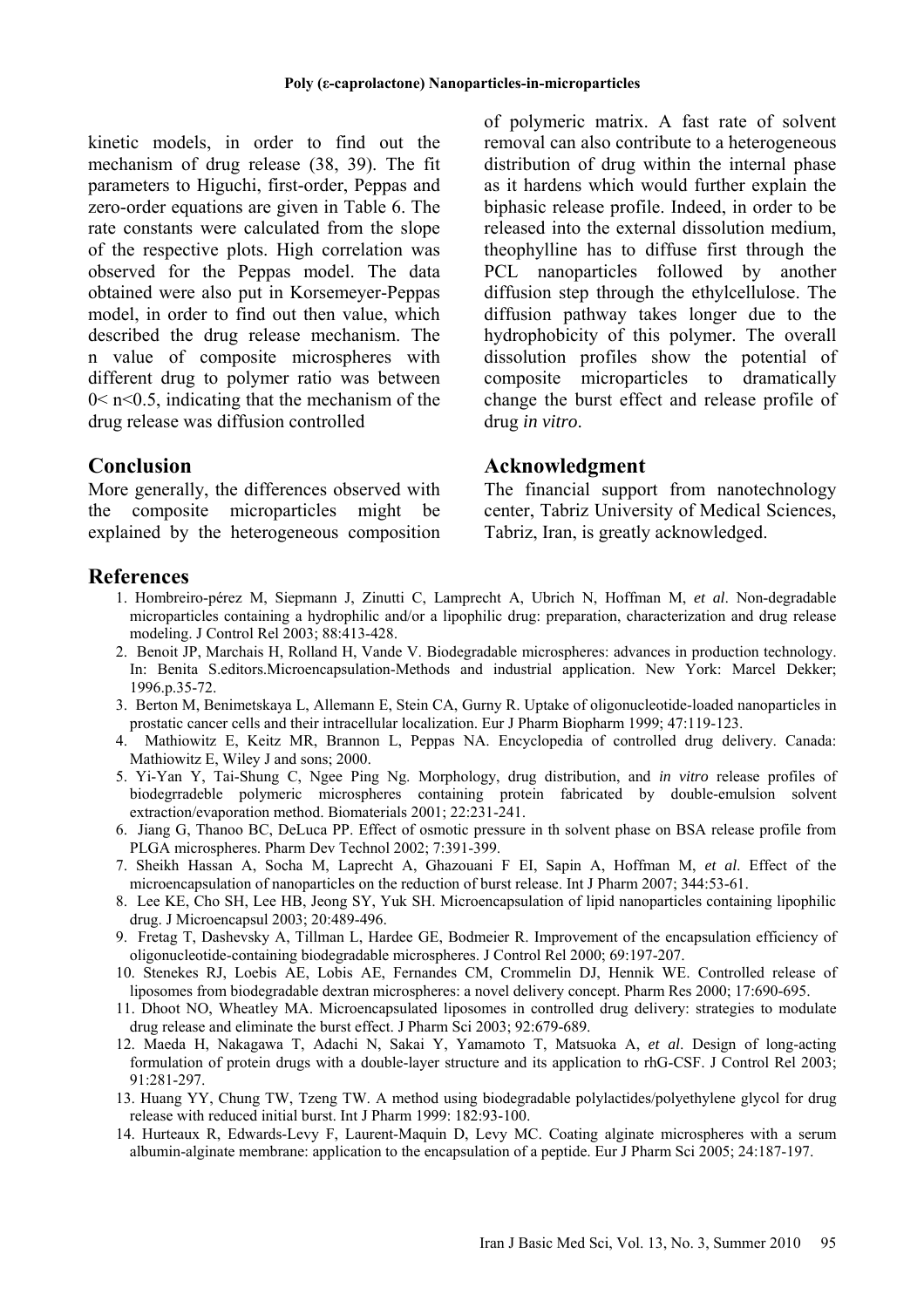kinetic models, in order to find out the mechanism of drug release (38, 39). The fit parameters to Higuchi, first-order, Peppas and zero-order equations are given in Table 6. The rate constants were calculated from the slope of the respective plots. High correlation was observed for the Peppas model. The data obtained were also put in Korsemeyer-Peppas model, in order to find out then value, which described the drug release mechanism. The n value of composite microspheres with different drug to polymer ratio was between $0 < n < 0.5$, indicating that the mechanism of the drug release was diffusion controlled

## Conclusion

More generally, the differences observed with the composite microparticles might be explained by the heterogeneous composition of polymeric matrix. A fast rate of solvent removal can also contribute to a heterogeneous distribution of drug within the internal phase as it hardens which would further explain the biphasic release profile. Indeed, in order to be released into the external dissolution medium, theophylline has to diffuse first through the PCL nanoparticles followed by another diffusion step through the ethylcellulose. The diffusion pathway takes longer due to the hydrophobicity of this polymer. The overall dissolution profiles show the potential of composite microparticles to dramatically change the burst effect and release profile of drug *in vitro*.

## Acknowledgment

The financial support from nanotechnology center, Tabriz University of Medical Sciences, Tabriz, Iran, is greatly acknowledged.

## References

1. Hombreiro-pérez M, Siepmann J, Zinutti C, Lamprecht A, Ubrich N, Hoffman M, *et al*. Non-degradable microparticles containing a hydrophilic and/or a lipophilic drug: preparation, characterization and drug release modeling. J Control Rel 2003; 88:413-428.
2. Benoit JP, Marchais H, Rolland H, Vande V. Biodegradable microspheres: advances in production technology. In: Benita S.editors.Microencapsulation-Methods and industrial application. New York: Marcel Dekker; 1996.p.35-72.
3. Berton M, Benimetskaya L, Allemann E, Stein CA, Gurny R. Uptake of oligonucleotide-loaded nanoparticles in prostatic cancer cells and their intracellular localization. Eur J Pharm Biopharm 1999; 47:119-123.
4. Mathiowitz E, Keitz MR, Brannon L, Peppas NA. Encyclopedia of controlled drug delivery. Canada: Mathiowitz E, Wiley J and sons; 2000.
5. Yi-Yan Y, Tai-Shung C, Ngee Ping Ng. Morphology, drug distribution, and *in vitro* release profiles of biodegrradeble polymeric microspheres containing protein fabricated by double-emulsion solvent extraction/evaporation method. Biomaterials 2001; 22:231-241.
6. Jiang G, Thanoo BC, DeLuca PP. Effect of osmotic pressure in th solvent phase on BSA release profile from PLGA microspheres. Pharm Dev Technol 2002; 7:391-399.
7. Sheikh Hassan A, Socha M, Laprecht A, Ghazouani F EI, Sapin A, Hoffman M, *et al*. Effect of the microencapsulation of nanoparticles on the reduction of burst release. Int J Pharm 2007; 344:53-61.
8. Lee KE, Cho SH, Lee HB, Jeong SY, Yuk SH. Microencapsulation of lipid nanoparticles containing lipophilic drug. J Microencapsul 2003; 20:489-496.
9. Fretag T, Dashevsky A, Tillman L, Hardee GE, Bodmeier R. Improvement of the encapsulation efficiency of oligonucleotide-containing biodegradable microspheres. J Control Rel 2000; 69:197-207.
10. Stenekes RJ, Loebis AE, Lobis AE, Fernandes CM, Crommelin DJ, Hennik WE. Controlled release of liposomes from biodegradable dextran microspheres: a novel delivery concept. Pharm Res 2000; 17:690-695.
11. Dhoot NO, Wheatley MA. Microencapsulated liposomes in controlled drug delivery: strategies to modulate drug release and eliminate the burst effect. J Pharm Sci 2003; 92:679-689.
12. Maeda H, Nakagawa T, Adachi N, Sakai Y, Yamamoto T, Matsuoka A, *et al*. Design of long-acting formulation of protein drugs with a double-layer structure and its application to rhG-CSF. J Control Rel 2003; 91:281-297.
13. Huang YY, Chung TW, Tzeng TW. A method using biodegradable polylactides/polyethylene glycol for drug release with reduced initial burst. Int J Pharm 1999: 182:93-100.
14. Hurteaux R, Edwards-Levy F, Laurent-Maquin D, Levy MC. Coating alginate microspheres with a serum albumin-alginate membrane: application to the encapsulation of a peptide. Eur J Pharm Sci 2005; 24:187-197.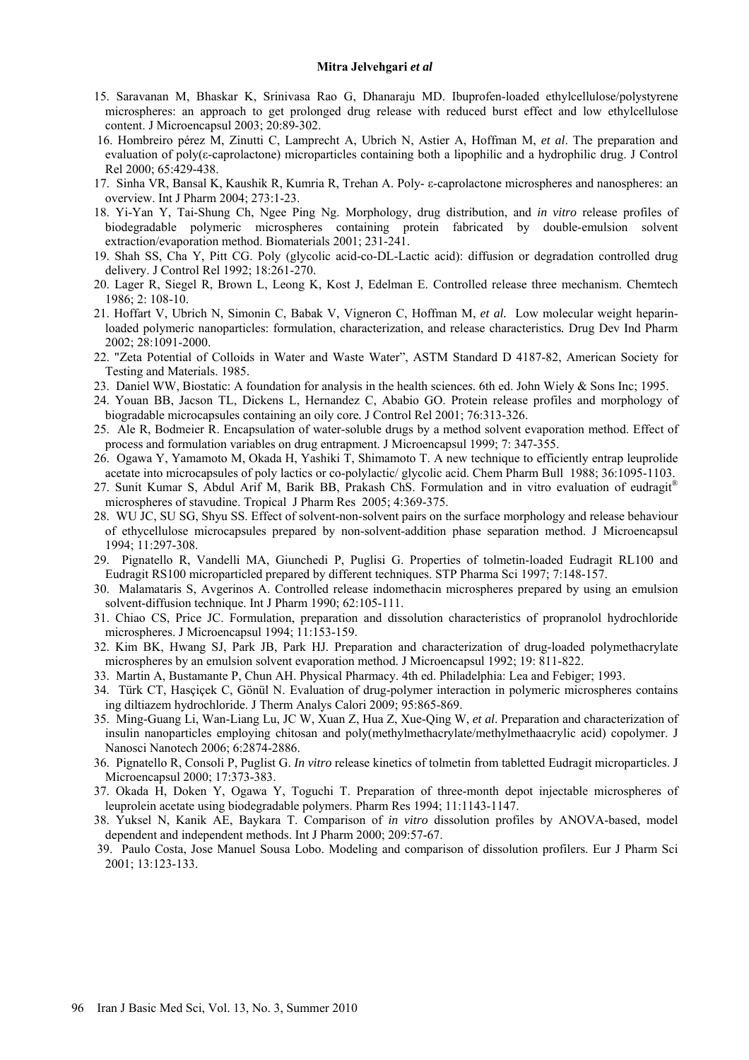15. Saravanan M, Bhaskar K, Srinivasa Rao G, Dhanaraju MD. Ibuprofen-loaded ethylcellulose/polystyrene microspheres: an approach to get prolonged drug release with reduced burst effect and low ethylcellulose content. J Microencapsul 2003; 20:89-302.
16. Hombreiro pérez M, Zinutti C, Lamprecht A, Ubrich N, Astier A, Hoffman M, *et al*. The preparation and evaluation of poly(ε-caprolactone) microparticles containing both a lipophilic and a hydrophilic drug. J Control Rel 2000; 65:429-438.
17. Sinha VR, Bansal K, Kaushik R, Kumria R, Trehan A. Poly- ε-caprolactone microspheres and nanospheres: an overview. Int J Pharm 2004; 273:1-23.
18. Yi-Yan Y, Tai-Shung Ch, Ngee Ping Ng. Morphology, drug distribution, and *in vitro* release profiles of biodegradable polymeric microspheres containing protein fabricated by double-emulsion solvent extraction/evaporation method. Biomaterials 2001; 231-241.
19. Shah SS, Cha Y, Pitt CG. Poly (glycolic acid-co-DL-Lactic acid): diffusion or degradation controlled drug delivery. J Control Rel 1992; 18:261-270.
20. Lager R, Siegel R, Brown L, Leong K, Kost J, Edelman E. Controlled release three mechanism. Chemtech 1986; 2: 108-10.
21. Hoffart V, Ubrich N, Simonin C, Babak V, Vigneron C, Hoffman M, *et al.* Low molecular weight heparin-loaded polymeric nanoparticles: formulation, characterization, and release characteristics. Drug Dev Ind Pharm 2002; 28:1091-2000.
22. "Zeta Potential of Colloids in Water and Waste Water", ASTM Standard D 4187-82, American Society for Testing and Materials. 1985.
23. Daniel WW, Biostatic: A foundation for analysis in the health sciences. 6th ed. John Wiely & Sons Inc; 1995.
24. Youan BB, Jacson TL, Dickens L, Hernandez C, Ababio GO. Protein release profiles and morphology of biogradable microcapsules containing an oily core. J Control Rel 2001; 76:313-326.
25. Ale R, Bodmeier R. Encapsulation of water-soluble drugs by a method solvent evaporation method. Effect of process and formulation variables on drug entrapment. J Microencapsul 1999; 7: 347-355.
26. Ogawa Y, Yamamoto M, Okada H, Yashiki T, Shimamoto T. A new technique to efficiently entrap leuprolide acetate into microcapsules of poly lactics or co-polylactic/ glycolic acid. Chem Pharm Bull 1988; 36:1095-1103.
27. Sunit Kumar S, Abdul Arif M, Barik BB, Prakash ChS. Formulation and in vitro evaluation of eudragit® microspheres of stavudine. Tropical J Pharm Res 2005; 4:369-375.
28. WU JC, SU SG, Shyu SS. Effect of solvent-non-solvent pairs on the surface morphology and release behaviour of ethycellulose microcapsules prepared by non-solvent-addition phase separation method. J Microencapsul 1994; 11:297-308.
29. Pignatello R, Vandelli MA, Giunchedi P, Puglisi G. Properties of tolmetin-loaded Eudragit RL100 and Eudragit RS100 microparticled prepared by different techniques. STP Pharma Sci 1997; 7:148-157.
30. Malamataris S, Avgerinos A. Controlled release indomethacin microspheres prepared by using an emulsion solvent-diffusion technique. Int J Pharm 1990; 62:105-111.
31. Chiao CS, Price JC. Formulation, preparation and dissolution characteristics of propranolol hydrochloride microspheres. J Microencapsul 1994; 11:153-159.
32. Kim BK, Hwang SJ, Park JB, Park HJ. Preparation and characterization of drug-loaded polymethacrylate microspheres by an emulsion solvent evaporation method. J Microencapsul 1992; 19: 811-822.
33. Martin A, Bustamante P, Chun AH. Physical Pharmacy. 4th ed. Philadelphia: Lea and Febiger; 1993.
34. Türk CT, Hasçiçek C, Gönül N. Evaluation of drug-polymer interaction in polymeric microspheres contains ing diltiazem hydrochloride. J Therm Analys Calori 2009; 95:865-869.
35. Ming-Guang Li, Wan-Liang Lu, JC W, Xuan Z, Hua Z, Xue-Qing W, *et al*. Preparation and characterization of insulin nanoparticles employing chitosan and poly(methylmethacrylate/methylmethaacrylic acid) copolymer. J Nanosci Nanotech 2006; 6:2874-2886.
36. Pignatello R, Consoli P, Puglist G. *In vitro* release kinetics of tolmetin from tabletted Eudragit microparticles. J Microencapsul 2000; 17:373-383.
37. Okada H, Doken Y, Ogawa Y, Toguchi T. Preparation of three-month depot injectable microspheres of leuprolein acetate using biodegradable polymers. Pharm Res 1994; 11:1143-1147.
38. Yuksel N, Kanik AE, Baykara T. Comparison of *in vitro* dissolution profiles by ANOVA-based, model dependent and independent methods. Int J Pharm 2000; 209:57-67.
39. Paulo Costa, Jose Manuel Sousa Lobo. Modeling and comparison of dissolution profilers. Eur J Pharm Sci 2001; 13:123-133.